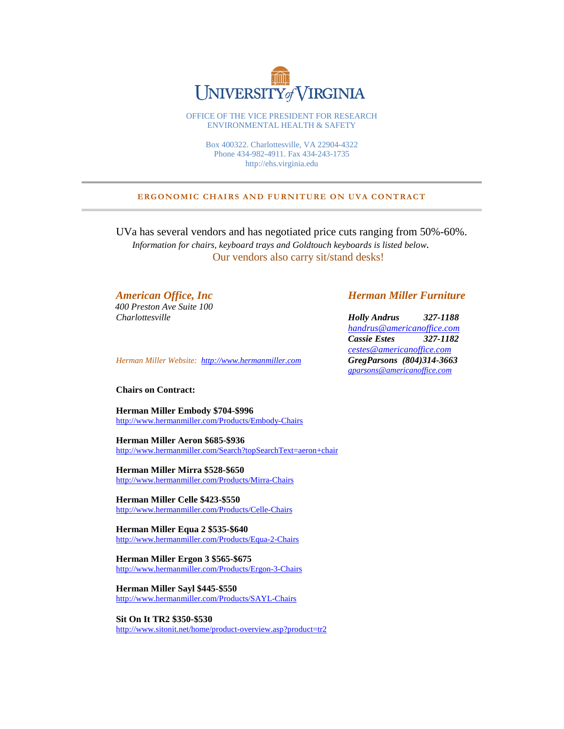# University of Virginia

OFFICE OF THE VICE PRESIDENT FOR RESEARCH
ENVIRONMENTAL HEALTH & SAFETY

Box 400322. Charlottesville, VA 22904-4322
Phone 434-982-4911. Fax 434-243-1735
http://ehs.virginia.edu

## ERGONOMIC CHAIRS AND FURNITURE ON UVA CONTRACT

UVa has several vendors and has negotiated price cuts ranging from 50%-60%.

*Information for chairs, keyboard trays and Goldtouch keyboards is listed below.*

Our vendors also carry sit/stand desks!

### *American Office, Inc*

*400 Preston Ave Suite 100*
*Charlottesville*

### *Herman Miller Furniture*

***Holly Andrus 327-1188***
*handrus@americanoffice.com*
***Cassie Estes 327-1182***
*cestes@americanoffice.com*
***GregParsons (804)314-3663***
*gparsons@americanoffice.com*

*Herman Miller Website: http://www.hermanmiller.com*

**Chairs on Contract:**

**Herman Miller Embody $704-$996**
http://www.hermanmiller.com/Products/Embody-Chairs

**Herman Miller Aeron $685-$936**
http://www.hermanmiller.com/Search?topSearchText=aeron+chair

**Herman Miller Mirra $528-$650**
http://www.hermanmiller.com/Products/Mirra-Chairs

**Herman Miller Celle $423-$550**
http://www.hermanmiller.com/Products/Celle-Chairs

**Herman Miller Equa 2 $535-$640**
http://www.hermanmiller.com/Products/Equa-2-Chairs

**Herman Miller Ergon 3 $565-$675**
http://www.hermanmiller.com/Products/Ergon-3-Chairs

**Herman Miller Sayl $445-$550**
http://www.hermanmiller.com/Products/SAYL-Chairs

**Sit On It TR2 $350-$530**
http://www.sitonit.net/home/product-overview.asp?product=tr2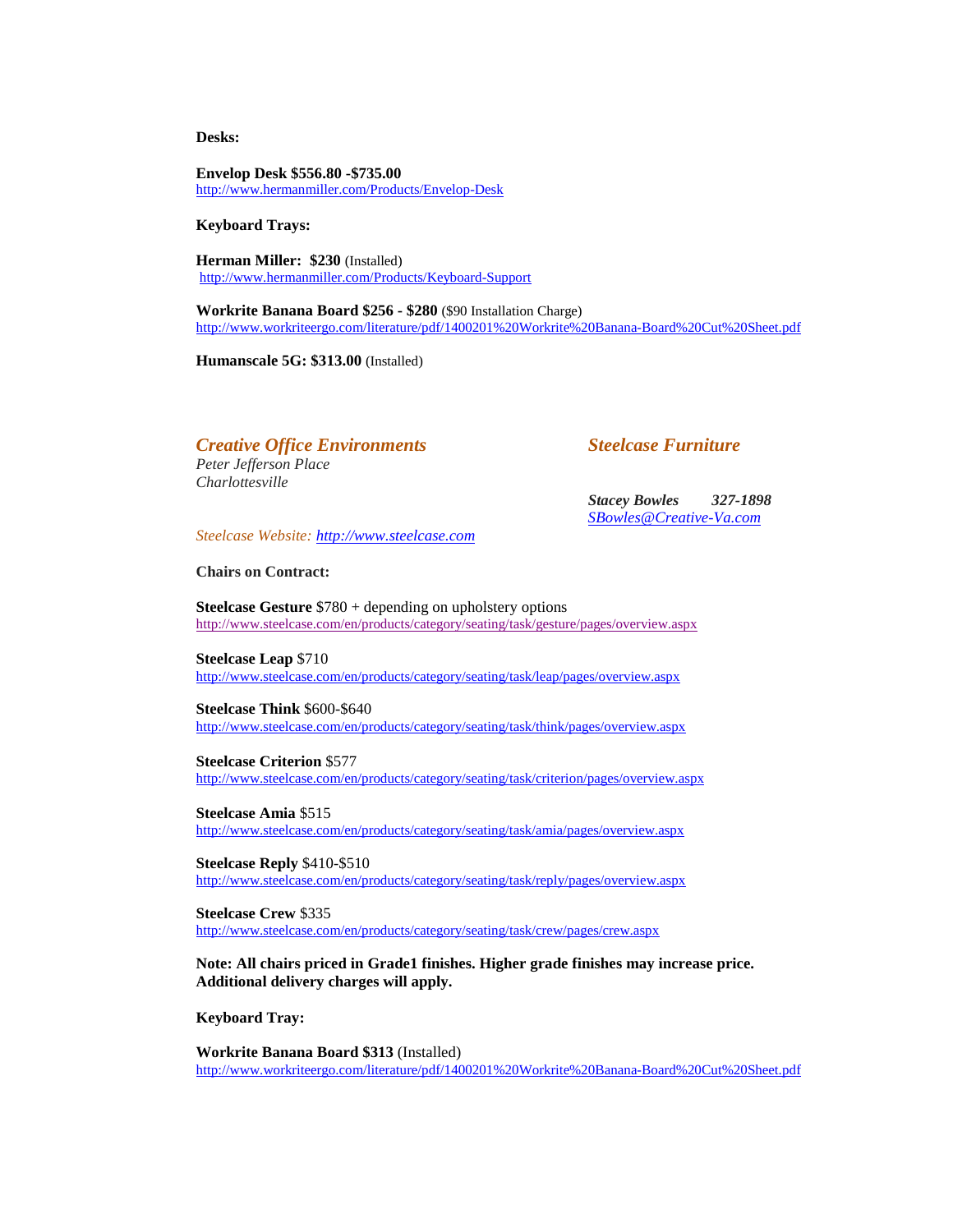**Desks:**

**Envelop Desk $556.80 -$735.00**
http://www.hermanmiller.com/Products/Envelop-Desk

**Keyboard Trays:**

**Herman Miller: $230** (Installed)
http://www.hermanmiller.com/Products/Keyboard-Support

**Workrite Banana Board $256 - $280** ($90 Installation Charge)
http://www.workriteergo.com/literature/pdf/1400201%20Workrite%20Banana-Board%20Cut%20Sheet.pdf

**Humanscale 5G: $313.00** (Installed)

## *Creative Office Environments* — *Steelcase Furniture*

*Peter Jefferson Place*
*Charlottesville*

***Stacey Bowles 327-1898***
*SBowles@Creative-Va.com*

*Steelcase Website: http://www.steelcase.com*

**Chairs on Contract:**

**Steelcase Gesture** $780 + depending on upholstery options
http://www.steelcase.com/en/products/category/seating/task/gesture/pages/overview.aspx

**Steelcase Leap** $710
http://www.steelcase.com/en/products/category/seating/task/leap/pages/overview.aspx

**Steelcase Think** $600-$640
http://www.steelcase.com/en/products/category/seating/task/think/pages/overview.aspx

**Steelcase Criterion** $577
http://www.steelcase.com/en/products/category/seating/task/criterion/pages/overview.aspx

**Steelcase Amia** $515
http://www.steelcase.com/en/products/category/seating/task/amia/pages/overview.aspx

**Steelcase Reply** $410-$510
http://www.steelcase.com/en/products/category/seating/task/reply/pages/overview.aspx

**Steelcase Crew** $335
http://www.steelcase.com/en/products/category/seating/task/crew/pages/crew.aspx

**Note: All chairs priced in Grade1 finishes. Higher grade finishes may increase price. Additional delivery charges will apply.**

**Keyboard Tray:**

**Workrite Banana Board $313** (Installed)
http://www.workriteergo.com/literature/pdf/1400201%20Workrite%20Banana-Board%20Cut%20Sheet.pdf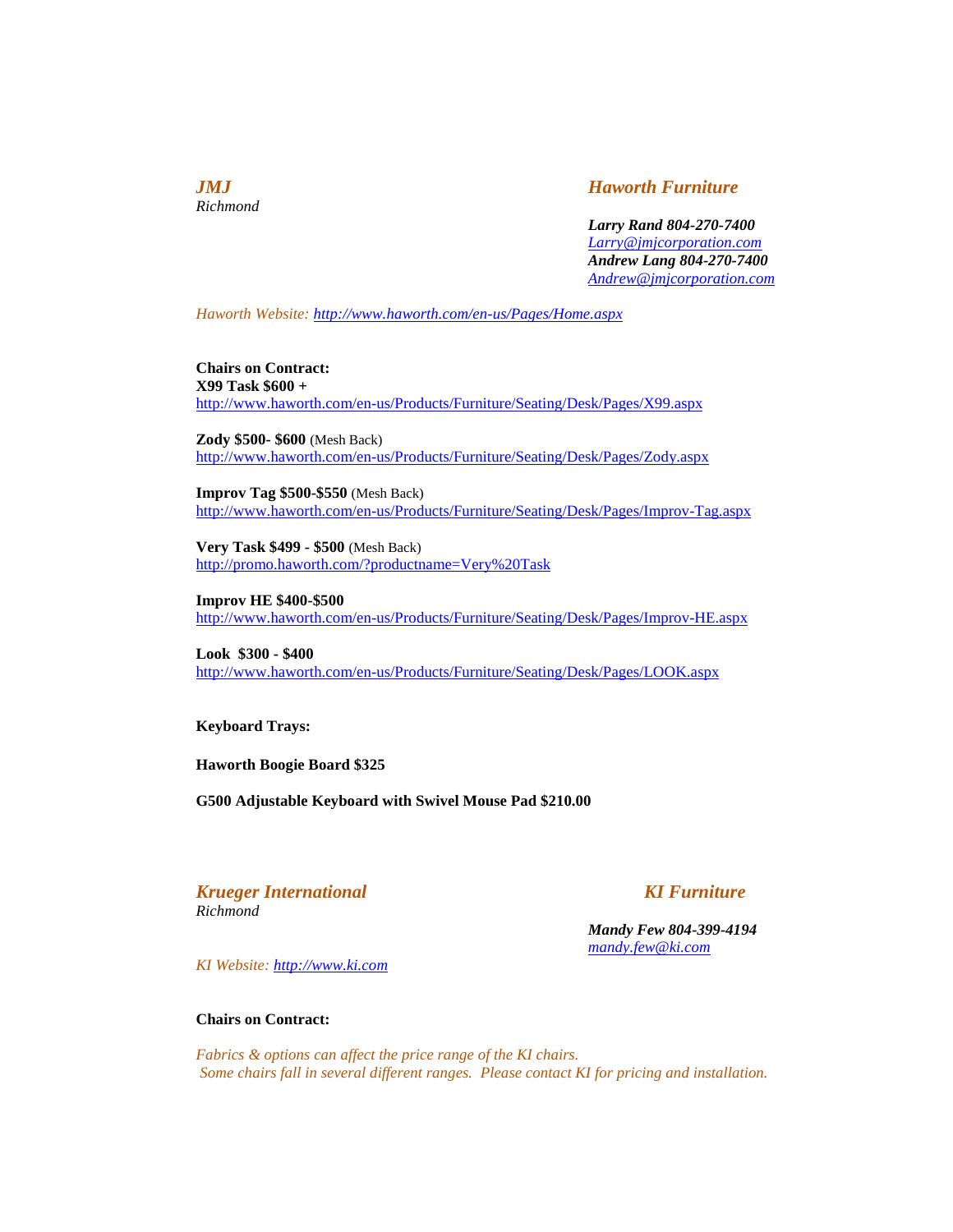***JMJ***
*Richmond*

## ***Haworth Furniture***

***Larry Rand 804-270-7400***
*[Larry@jmjcorporation.com](mailto:Larry@jmjcorporation.com)*
***Andrew Lang 804-270-7400***
*[Andrew@jmjcorporation.com](mailto:Andrew@jmjcorporation.com)*

*Haworth Website: [http://www.haworth.com/en-us/Pages/Home.aspx](http://www.haworth.com/en-us/Pages/Home.aspx)*

**Chairs on Contract:**

**X99 Task $600 +**
[http://www.haworth.com/en-us/Products/Furniture/Seating/Desk/Pages/X99.aspx](http://www.haworth.com/en-us/Products/Furniture/Seating/Desk/Pages/X99.aspx)

**Zody $500- $600** (Mesh Back)
[http://www.haworth.com/en-us/Products/Furniture/Seating/Desk/Pages/Zody.aspx](http://www.haworth.com/en-us/Products/Furniture/Seating/Desk/Pages/Zody.aspx)

**Improv Tag $500-$550** (Mesh Back)
[http://www.haworth.com/en-us/Products/Furniture/Seating/Desk/Pages/Improv-Tag.aspx](http://www.haworth.com/en-us/Products/Furniture/Seating/Desk/Pages/Improv-Tag.aspx)

**Very Task $499 - $500** (Mesh Back)
[http://promo.haworth.com/?productname=Very%20Task](http://promo.haworth.com/?productname=Very%20Task)

**Improv HE $400-$500**
[http://www.haworth.com/en-us/Products/Furniture/Seating/Desk/Pages/Improv-HE.aspx](http://www.haworth.com/en-us/Products/Furniture/Seating/Desk/Pages/Improv-HE.aspx)

**Look $300 - $400**
[http://www.haworth.com/en-us/Products/Furniture/Seating/Desk/Pages/LOOK.aspx](http://www.haworth.com/en-us/Products/Furniture/Seating/Desk/Pages/LOOK.aspx)

**Keyboard Trays:**

**Haworth Boogie Board $325**

**G500 Adjustable Keyboard with Swivel Mouse Pad $210.00**

***Krueger International***
*Richmond*

## ***KI Furniture***

***Mandy Few 804-399-4194***
*[mandy.few@ki.com](mailto:mandy.few@ki.com)*

*KI Website: [http://www.ki.com](http://www.ki.com)*

**Chairs on Contract:**

*Fabrics & options can affect the price range of the KI chairs.*
*Some chairs fall in several different ranges. Please contact KI for pricing and installation.*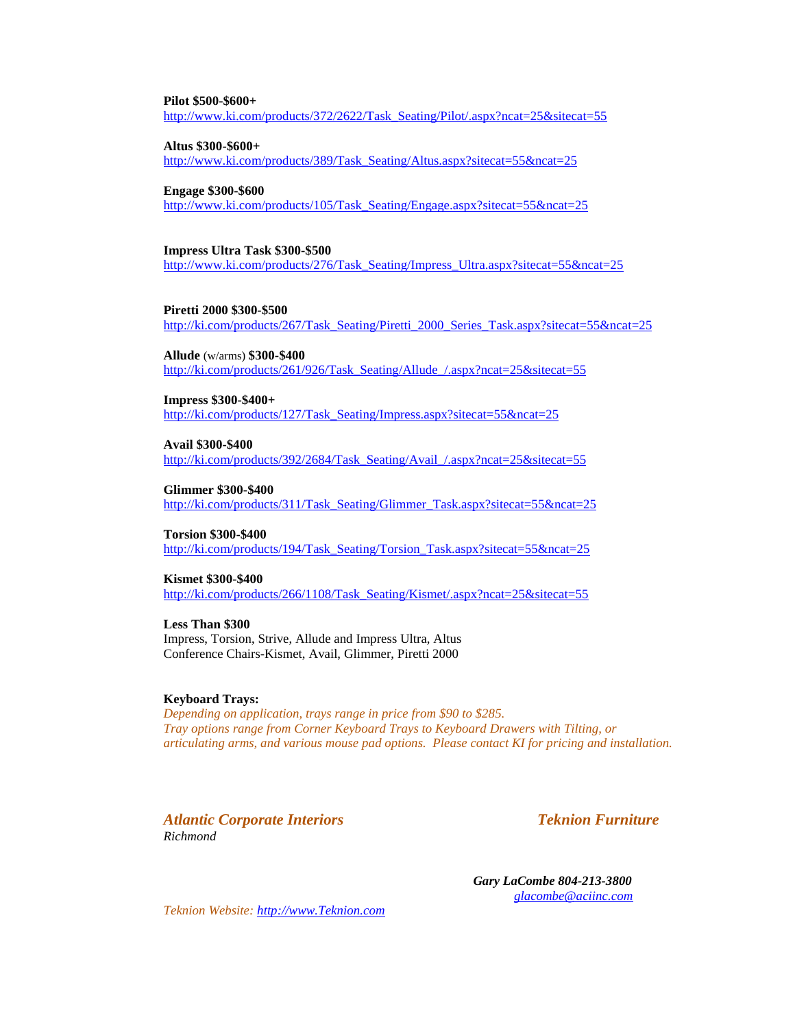**Pilot $500-$600+**
http://www.ki.com/products/372/2622/Task_Seating/Pilot/.aspx?ncat=25&sitecat=55

**Altus $300-$600+**
http://www.ki.com/products/389/Task_Seating/Altus.aspx?sitecat=55&ncat=25

**Engage $300-$600**
http://www.ki.com/products/105/Task_Seating/Engage.aspx?sitecat=55&ncat=25

**Impress Ultra Task $300-$500**
http://www.ki.com/products/276/Task_Seating/Impress_Ultra.aspx?sitecat=55&ncat=25

**Piretti 2000 $300-$500**
http://ki.com/products/267/Task_Seating/Piretti_2000_Series_Task.aspx?sitecat=55&ncat=25

**Allude** (w/arms) **$300-$400**
http://ki.com/products/261/926/Task_Seating/Allude_/.aspx?ncat=25&sitecat=55

**Impress $300-$400+**
http://ki.com/products/127/Task_Seating/Impress.aspx?sitecat=55&ncat=25

**Avail $300-$400**
http://ki.com/products/392/2684/Task_Seating/Avail_/.aspx?ncat=25&sitecat=55

**Glimmer $300-$400**
http://ki.com/products/311/Task_Seating/Glimmer_Task.aspx?sitecat=55&ncat=25

**Torsion $300-$400**
http://ki.com/products/194/Task_Seating/Torsion_Task.aspx?sitecat=55&ncat=25

**Kismet $300-$400**
http://ki.com/products/266/1108/Task_Seating/Kismet/.aspx?ncat=25&sitecat=55

**Less Than $300**
Impress, Torsion, Strive, Allude and Impress Ultra, Altus
Conference Chairs-Kismet, Avail, Glimmer, Piretti 2000

**Keyboard Trays:**
*Depending on application, trays range in price from $90 to $285.*
*Tray options range from Corner Keyboard Trays to Keyboard Drawers with Tilting, or articulating arms, and various mouse pad options. Please contact KI for pricing and installation.*

***Atlantic Corporate Interiors*** ***Teknion Furniture***
*Richmond*

***Gary LaCombe 804-213-3800***
*glacombe@aciinc.com*

*Teknion Website: http://www.Teknion.com*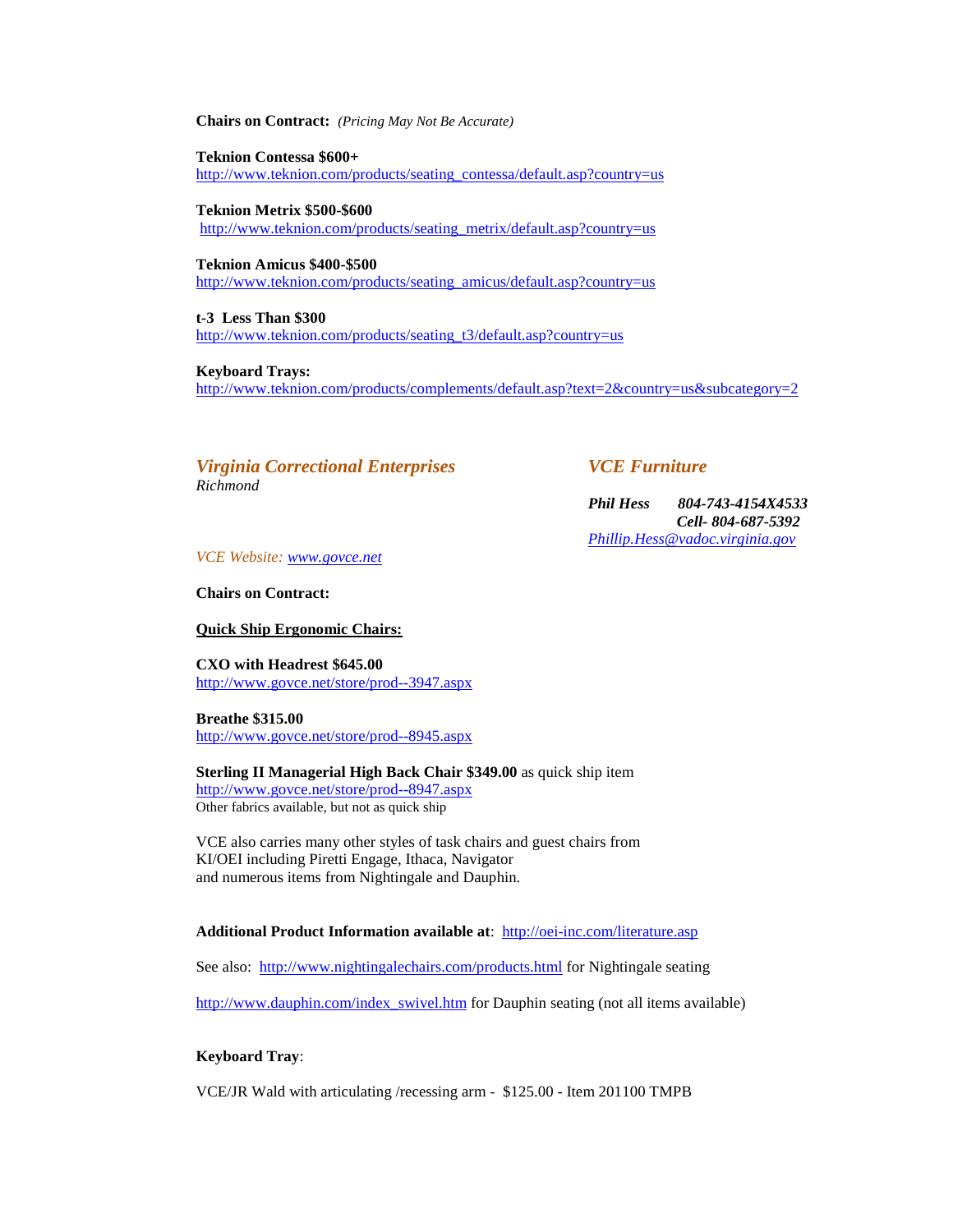**Chairs on Contract:** *(Pricing May Not Be Accurate)*

**Teknion Contessa $600+**
http://www.teknion.com/products/seating_contessa/default.asp?country=us

**Teknion Metrix $500-$600**
http://www.teknion.com/products/seating_metrix/default.asp?country=us

**Teknion Amicus $400-$500**
http://www.teknion.com/products/seating_amicus/default.asp?country=us

**t-3 Less Than $300**
http://www.teknion.com/products/seating_t3/default.asp?country=us

**Keyboard Trays:**
http://www.teknion.com/products/complements/default.asp?text=2&country=us&subcategory=2

## *Virginia Correctional Enterprises*

*Richmond*

## *VCE Furniture*

***Phil Hess*** ***804-743-4154X4533***
***Cell- 804-687-5392***
*Phillip.Hess@vadoc.virginia.gov*

*VCE Website: www.govce.net*

**Chairs on Contract:**

**Quick Ship Ergonomic Chairs:**

**CXO with Headrest $645.00**
http://www.govce.net/store/prod--3947.aspx

**Breathe $315.00**
http://www.govce.net/store/prod--8945.aspx

**Sterling II Managerial High Back Chair $349.00** as quick ship item
http://www.govce.net/store/prod--8947.aspx
Other fabrics available, but not as quick ship

VCE also carries many other styles of task chairs and guest chairs from KI/OEI including Piretti Engage, Ithaca, Navigator and numerous items from Nightingale and Dauphin.

**Additional Product Information available at**: http://oei-inc.com/literature.asp

See also: http://www.nightingalechairs.com/products.html for Nightingale seating

http://www.dauphin.com/index_swivel.htm for Dauphin seating (not all items available)

**Keyboard Tray**:

VCE/JR Wald with articulating /recessing arm - $125.00 - Item 201100 TMPB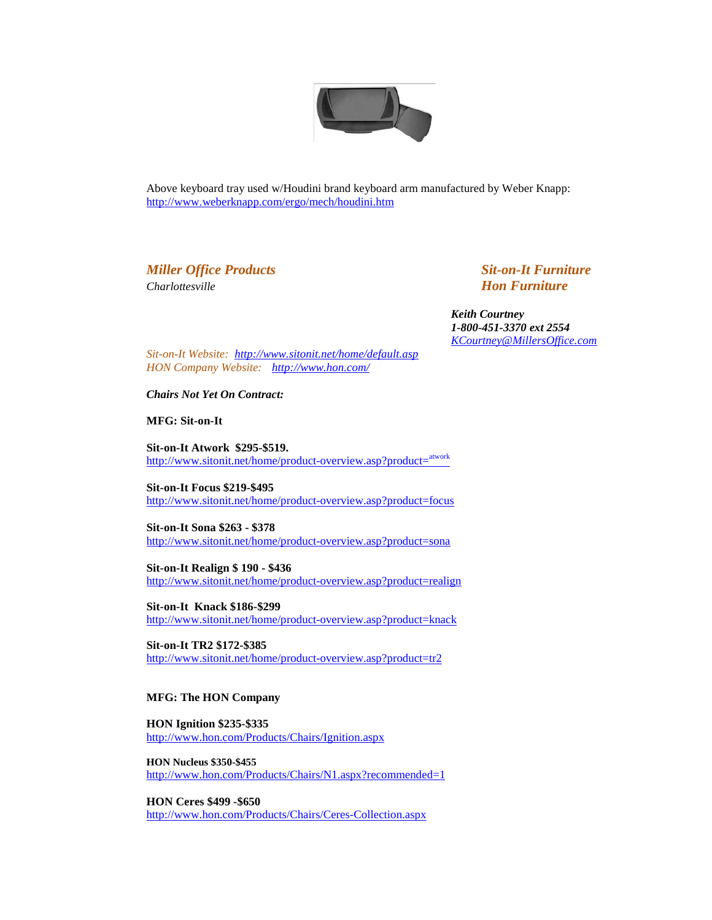Above keyboard tray used w/Houdini brand keyboard arm manufactured by Weber Knapp:
http://www.weberknapp.com/ergo/mech/houdini.htm

***Miller Office Products***
*Charlottesville*

***Sit-on-It Furniture***
***Hon Furniture***

***Keith Courtney***
***1-800-451-3370 ext 2554***
*KCourtney@MillersOffice.com*

*Sit-on-It Website: http://www.sitonit.net/home/default.asp*
*HON Company Website: http://www.hon.com/*

***Chairs Not Yet On Contract:***

**MFG: Sit-on-It**

**Sit-on-It Atwork $295-$519.**
http://www.sitonit.net/home/product-overview.asp?product=atwork

**Sit-on-It Focus $219-$495**
http://www.sitonit.net/home/product-overview.asp?product=focus

**Sit-on-It Sona $263 - $378**
http://www.sitonit.net/home/product-overview.asp?product=sona

**Sit-on-It Realign $ 190 - $436**
http://www.sitonit.net/home/product-overview.asp?product=realign

**Sit-on-It Knack $186-$299**
http://www.sitonit.net/home/product-overview.asp?product=knack

**Sit-on-It TR2 $172-$385**
http://www.sitonit.net/home/product-overview.asp?product=tr2

**MFG: The HON Company**

**HON Ignition $235-$335**
http://www.hon.com/Products/Chairs/Ignition.aspx

**HON Nucleus $350-$455**
http://www.hon.com/Products/Chairs/N1.aspx?recommended=1

**HON Ceres $499 -$650**
http://www.hon.com/Products/Chairs/Ceres-Collection.aspx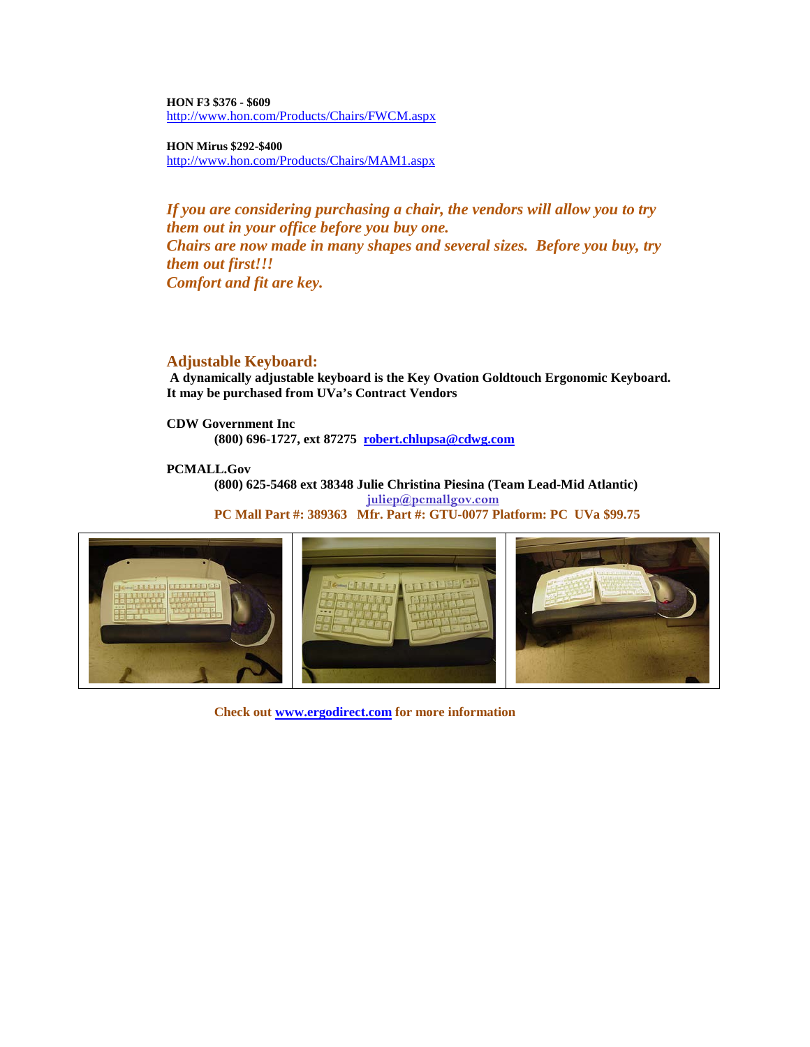**HON F3 $376 - $609**
http://www.hon.com/Products/Chairs/FWCM.aspx

**HON Mirus $292-$400**
http://www.hon.com/Products/Chairs/MAM1.aspx

***If you are considering purchasing a chair, the vendors will allow you to try them out in your office before you buy one.***
***Chairs are now made in many shapes and several sizes. Before you buy, try them out first!!!***
***Comfort and fit are key.***

## Adjustable Keyboard:

**A dynamically adjustable keyboard is the Key Ovation Goldtouch Ergonomic Keyboard. It may be purchased from UVa's Contract Vendors**

**CDW Government Inc**
**(800) 696-1727, ext 87275 robert.chlupsa@cdwg.com**

**PCMALL.Gov**
**(800) 625-5468 ext 38348 Julie Christina Piesina (Team Lead-Mid Atlantic)**
juliep@pcmallgov.com
**PC Mall Part #: 389363 Mfr. Part #: GTU-0077 Platform: PC UVa $99.75**

**Check out www.ergodirect.com for more information**